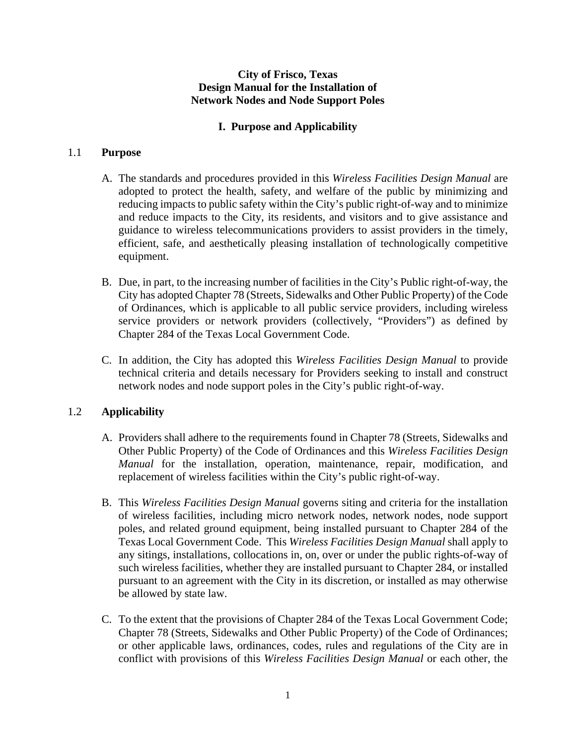# City of Frisco, Texas
# Design Manual for the Installation of Network Nodes and Node Support Poles

## I. Purpose and Applicability

### 1.1 Purpose

A. The standards and procedures provided in this *Wireless Facilities Design Manual* are adopted to protect the health, safety, and welfare of the public by minimizing and reducing impacts to public safety within the City's public right-of-way and to minimize and reduce impacts to the City, its residents, and visitors and to give assistance and guidance to wireless telecommunications providers to assist providers in the timely, efficient, safe, and aesthetically pleasing installation of technologically competitive equipment.

B. Due, in part, to the increasing number of facilities in the City's Public right-of-way, the City has adopted Chapter 78 (Streets, Sidewalks and Other Public Property) of the Code of Ordinances, which is applicable to all public service providers, including wireless service providers or network providers (collectively, "Providers") as defined by Chapter 284 of the Texas Local Government Code.

C. In addition, the City has adopted this *Wireless Facilities Design Manual* to provide technical criteria and details necessary for Providers seeking to install and construct network nodes and node support poles in the City's public right-of-way.

### 1.2 Applicability

A. Providers shall adhere to the requirements found in Chapter 78 (Streets, Sidewalks and Other Public Property) of the Code of Ordinances and this *Wireless Facilities Design Manual* for the installation, operation, maintenance, repair, modification, and replacement of wireless facilities within the City's public right-of-way.

B. This *Wireless Facilities Design Manual* governs siting and criteria for the installation of wireless facilities, including micro network nodes, network nodes, node support poles, and related ground equipment, being installed pursuant to Chapter 284 of the Texas Local Government Code. This *Wireless Facilities Design Manual* shall apply to any sitings, installations, collocations in, on, over or under the public rights-of-way of such wireless facilities, whether they are installed pursuant to Chapter 284, or installed pursuant to an agreement with the City in its discretion, or installed as may otherwise be allowed by state law.

C. To the extent that the provisions of Chapter 284 of the Texas Local Government Code; Chapter 78 (Streets, Sidewalks and Other Public Property) of the Code of Ordinances; or other applicable laws, ordinances, codes, rules and regulations of the City are in conflict with provisions of this *Wireless Facilities Design Manual* or each other, the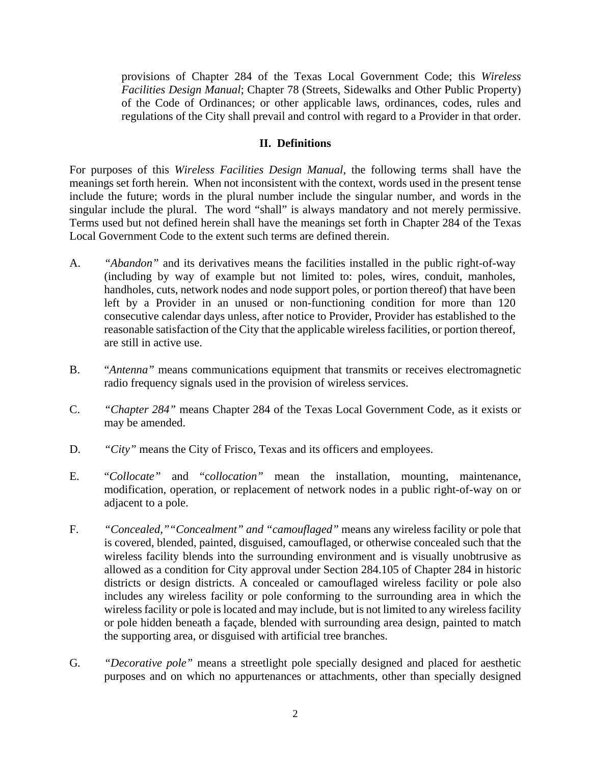provisions of Chapter 284 of the Texas Local Government Code; this *Wireless Facilities Design Manual*; Chapter 78 (Streets, Sidewalks and Other Public Property) of the Code of Ordinances; or other applicable laws, ordinances, codes, rules and regulations of the City shall prevail and control with regard to a Provider in that order.

## II. Definitions

For purposes of this *Wireless Facilities Design Manual*, the following terms shall have the meanings set forth herein. When not inconsistent with the context, words used in the present tense include the future; words in the plural number include the singular number, and words in the singular include the plural. The word "shall" is always mandatory and not merely permissive. Terms used but not defined herein shall have the meanings set forth in Chapter 284 of the Texas Local Government Code to the extent such terms are defined therein.

A. *"Abandon"* and its derivatives means the facilities installed in the public right-of-way (including by way of example but not limited to: poles, wires, conduit, manholes, handholes, cuts, network nodes and node support poles, or portion thereof) that have been left by a Provider in an unused or non-functioning condition for more than 120 consecutive calendar days unless, after notice to Provider, Provider has established to the reasonable satisfaction of the City that the applicable wireless facilities, or portion thereof, are still in active use.

B. "*Antenna"* means communications equipment that transmits or receives electromagnetic radio frequency signals used in the provision of wireless services.

C. *"Chapter 284"* means Chapter 284 of the Texas Local Government Code, as it exists or may be amended.

D. *"City"* means the City of Frisco, Texas and its officers and employees.

E. "*Collocate"* and "c*ollocation"* mean the installation, mounting, maintenance, modification, operation, or replacement of network nodes in a public right-of-way on or adjacent to a pole.

F. *"Concealed,""Concealment" and "camouflaged"* means any wireless facility or pole that is covered, blended, painted, disguised, camouflaged, or otherwise concealed such that the wireless facility blends into the surrounding environment and is visually unobtrusive as allowed as a condition for City approval under Section 284.105 of Chapter 284 in historic districts or design districts. A concealed or camouflaged wireless facility or pole also includes any wireless facility or pole conforming to the surrounding area in which the wireless facility or pole is located and may include, but is not limited to any wireless facility or pole hidden beneath a façade, blended with surrounding area design, painted to match the supporting area, or disguised with artificial tree branches.

G. *"Decorative pole"* means a streetlight pole specially designed and placed for aesthetic purposes and on which no appurtenances or attachments, other than specially designed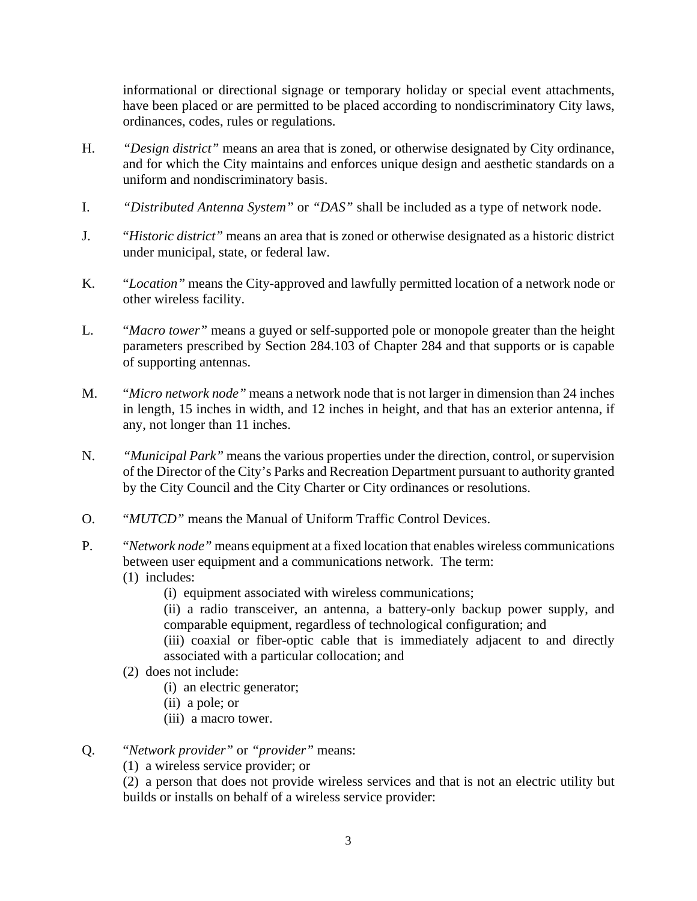informational or directional signage or temporary holiday or special event attachments, have been placed or are permitted to be placed according to nondiscriminatory City laws, ordinances, codes, rules or regulations.

H. *"Design district"* means an area that is zoned, or otherwise designated by City ordinance, and for which the City maintains and enforces unique design and aesthetic standards on a uniform and nondiscriminatory basis.

I. *"Distributed Antenna System"* or *"DAS"* shall be included as a type of network node.

J. "*Historic district"* means an area that is zoned or otherwise designated as a historic district under municipal, state, or federal law.

K. "*Location"* means the City-approved and lawfully permitted location of a network node or other wireless facility.

L. "*Macro tower"* means a guyed or self-supported pole or monopole greater than the height parameters prescribed by Section 284.103 of Chapter 284 and that supports or is capable of supporting antennas.

M. "*Micro network node"* means a network node that is not larger in dimension than 24 inches in length, 15 inches in width, and 12 inches in height, and that has an exterior antenna, if any, not longer than 11 inches.

N. *"Municipal Park"* means the various properties under the direction, control, or supervision of the Director of the City's Parks and Recreation Department pursuant to authority granted by the City Council and the City Charter or City ordinances or resolutions.

O. "*MUTCD"* means the Manual of Uniform Traffic Control Devices.

P. "*Network node"* means equipment at a fixed location that enables wireless communications between user equipment and a communications network. The term:

(1) includes:

(i) equipment associated with wireless communications;

(ii) a radio transceiver, an antenna, a battery-only backup power supply, and comparable equipment, regardless of technological configuration; and

(iii) coaxial or fiber-optic cable that is immediately adjacent to and directly associated with a particular collocation; and

(2) does not include:

(i) an electric generator;

(ii) a pole; or

(iii) a macro tower.

Q. "*Network provider"* or *"provider"* means:

(1) a wireless service provider; or

(2) a person that does not provide wireless services and that is not an electric utility but builds or installs on behalf of a wireless service provider: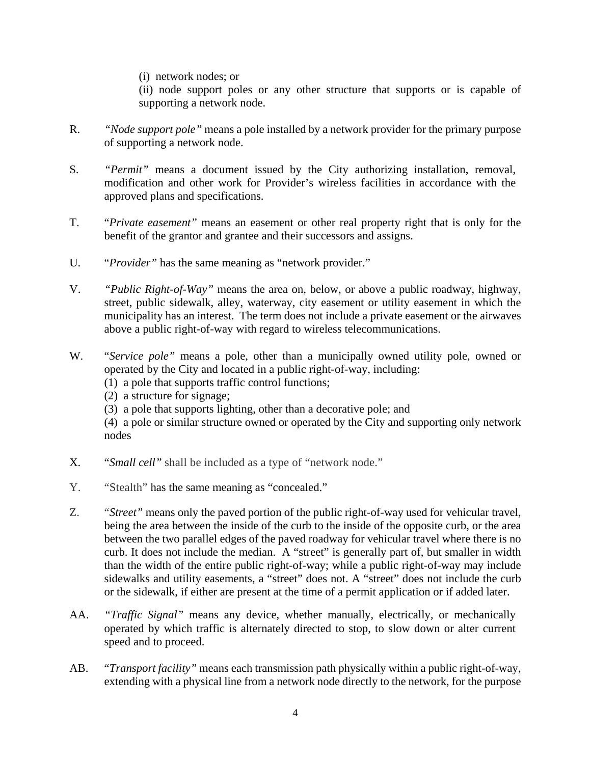(i) network nodes; or

(ii) node support poles or any other structure that supports or is capable of supporting a network node.

R. *"Node support pole"* means a pole installed by a network provider for the primary purpose of supporting a network node.

S. *"Permit"* means a document issued by the City authorizing installation, removal, modification and other work for Provider's wireless facilities in accordance with the approved plans and specifications.

T. "*Private easement"* means an easement or other real property right that is only for the benefit of the grantor and grantee and their successors and assigns.

U. "*Provider"* has the same meaning as "network provider."

V. *"Public Right-of-Way"* means the area on, below, or above a public roadway, highway, street, public sidewalk, alley, waterway, city easement or utility easement in which the municipality has an interest. The term does not include a private easement or the airwaves above a public right-of-way with regard to wireless telecommunications.

W. "*Service pole"* means a pole, other than a municipally owned utility pole, owned or operated by the City and located in a public right-of-way, including:
(1) a pole that supports traffic control functions;
(2) a structure for signage;
(3) a pole that supports lighting, other than a decorative pole; and
(4) a pole or similar structure owned or operated by the City and supporting only network nodes

X. "*Small cell"* shall be included as a type of "network node."

Y. "Stealth" has the same meaning as "concealed."

Z. "*Street"* means only the paved portion of the public right-of-way used for vehicular travel, being the area between the inside of the curb to the inside of the opposite curb, or the area between the two parallel edges of the paved roadway for vehicular travel where there is no curb. It does not include the median. A "street" is generally part of, but smaller in width than the width of the entire public right-of-way; while a public right-of-way may include sidewalks and utility easements, a "street" does not. A "street" does not include the curb or the sidewalk, if either are present at the time of a permit application or if added later.

AA. *"Traffic Signal"* means any device, whether manually, electrically, or mechanically operated by which traffic is alternately directed to stop, to slow down or alter current speed and to proceed.

AB. "*Transport facility"* means each transmission path physically within a public right-of-way, extending with a physical line from a network node directly to the network, for the purpose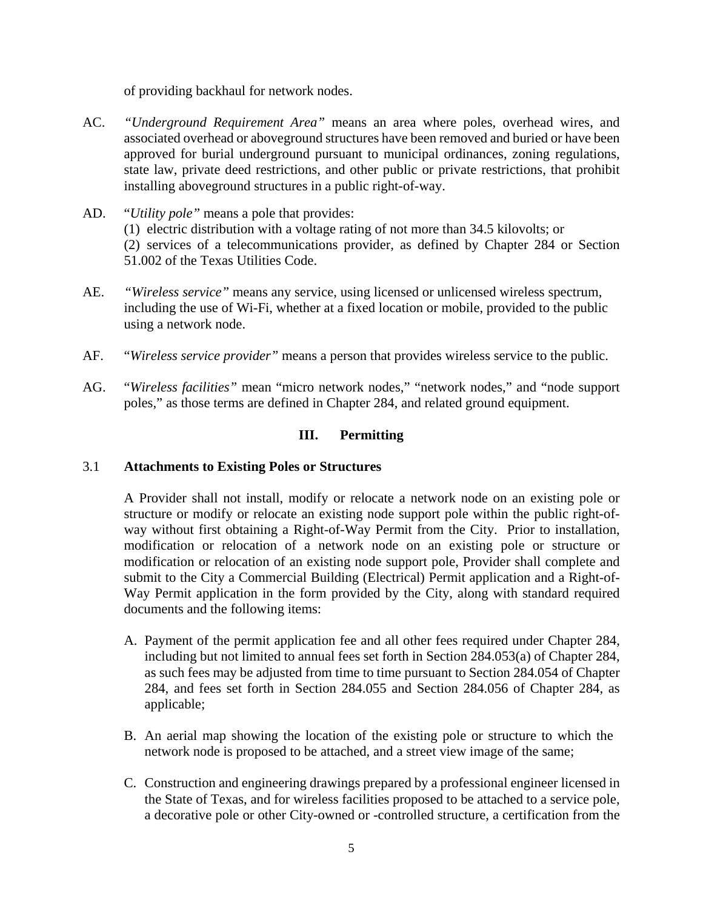of providing backhaul for network nodes.

AC. *"Underground Requirement Area"* means an area where poles, overhead wires, and associated overhead or aboveground structures have been removed and buried or have been approved for burial underground pursuant to municipal ordinances, zoning regulations, state law, private deed restrictions, and other public or private restrictions, that prohibit installing aboveground structures in a public right-of-way.

AD. "*Utility pole"* means a pole that provides:
(1) electric distribution with a voltage rating of not more than 34.5 kilovolts; or
(2) services of a telecommunications provider, as defined by Chapter 284 or Section 51.002 of the Texas Utilities Code.

AE. *"Wireless service"* means any service, using licensed or unlicensed wireless spectrum, including the use of Wi-Fi, whether at a fixed location or mobile, provided to the public using a network node.

AF. "*Wireless service provider"* means a person that provides wireless service to the public.

AG. "*Wireless facilities"* mean "micro network nodes," "network nodes," and "node support poles," as those terms are defined in Chapter 284, and related ground equipment.

## III. Permitting

### 3.1 Attachments to Existing Poles or Structures

A Provider shall not install, modify or relocate a network node on an existing pole or structure or modify or relocate an existing node support pole within the public right-of-way without first obtaining a Right-of-Way Permit from the City. Prior to installation, modification or relocation of a network node on an existing pole or structure or modification or relocation of an existing node support pole, Provider shall complete and submit to the City a Commercial Building (Electrical) Permit application and a Right-of-Way Permit application in the form provided by the City, along with standard required documents and the following items:

A. Payment of the permit application fee and all other fees required under Chapter 284, including but not limited to annual fees set forth in Section 284.053(a) of Chapter 284, as such fees may be adjusted from time to time pursuant to Section 284.054 of Chapter 284, and fees set forth in Section 284.055 and Section 284.056 of Chapter 284, as applicable;

B. An aerial map showing the location of the existing pole or structure to which the network node is proposed to be attached, and a street view image of the same;

C. Construction and engineering drawings prepared by a professional engineer licensed in the State of Texas, and for wireless facilities proposed to be attached to a service pole, a decorative pole or other City-owned or -controlled structure, a certification from the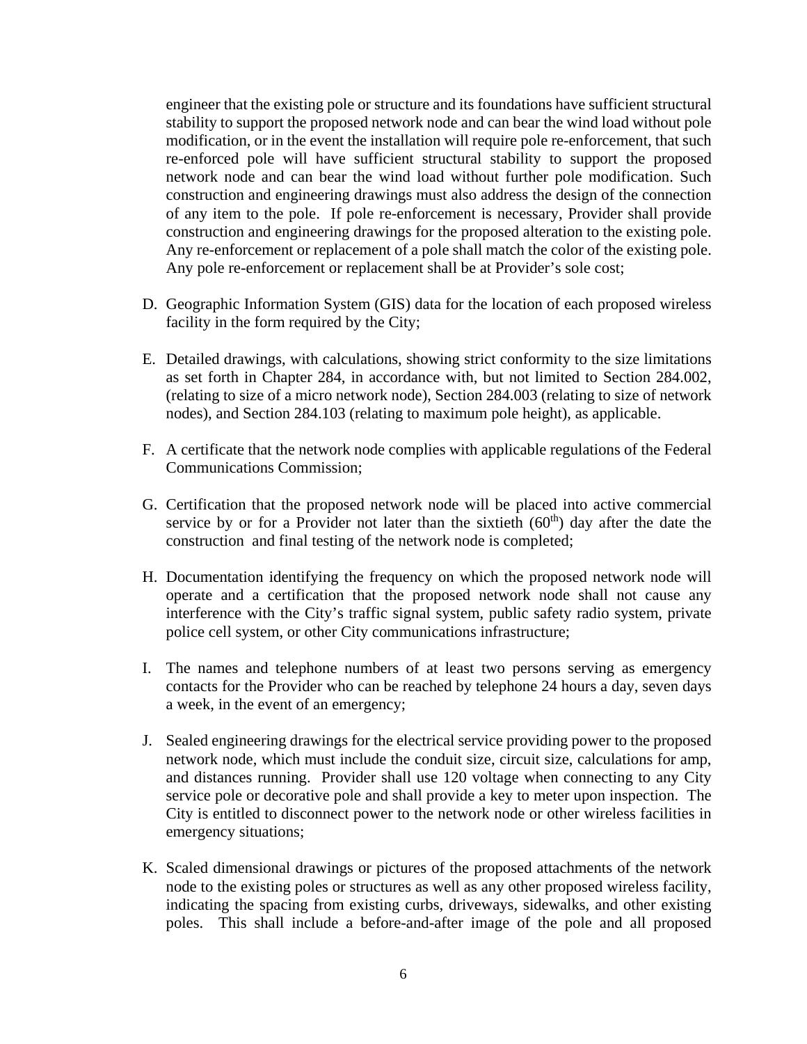engineer that the existing pole or structure and its foundations have sufficient structural stability to support the proposed network node and can bear the wind load without pole modification, or in the event the installation will require pole re-enforcement, that such re-enforced pole will have sufficient structural stability to support the proposed network node and can bear the wind load without further pole modification. Such construction and engineering drawings must also address the design of the connection of any item to the pole. If pole re-enforcement is necessary, Provider shall provide construction and engineering drawings for the proposed alteration to the existing pole. Any re-enforcement or replacement of a pole shall match the color of the existing pole. Any pole re-enforcement or replacement shall be at Provider's sole cost;

D. Geographic Information System (GIS) data for the location of each proposed wireless facility in the form required by the City;

E. Detailed drawings, with calculations, showing strict conformity to the size limitations as set forth in Chapter 284, in accordance with, but not limited to Section 284.002, (relating to size of a micro network node), Section 284.003 (relating to size of network nodes), and Section 284.103 (relating to maximum pole height), as applicable.

F. A certificate that the network node complies with applicable regulations of the Federal Communications Commission;

G. Certification that the proposed network node will be placed into active commercial service by or for a Provider not later than the sixtieth (60th) day after the date the construction and final testing of the network node is completed;

H. Documentation identifying the frequency on which the proposed network node will operate and a certification that the proposed network node shall not cause any interference with the City's traffic signal system, public safety radio system, private police cell system, or other City communications infrastructure;

I. The names and telephone numbers of at least two persons serving as emergency contacts for the Provider who can be reached by telephone 24 hours a day, seven days a week, in the event of an emergency;

J. Sealed engineering drawings for the electrical service providing power to the proposed network node, which must include the conduit size, circuit size, calculations for amp, and distances running. Provider shall use 120 voltage when connecting to any City service pole or decorative pole and shall provide a key to meter upon inspection. The City is entitled to disconnect power to the network node or other wireless facilities in emergency situations;

K. Scaled dimensional drawings or pictures of the proposed attachments of the network node to the existing poles or structures as well as any other proposed wireless facility, indicating the spacing from existing curbs, driveways, sidewalks, and other existing poles. This shall include a before-and-after image of the pole and all proposed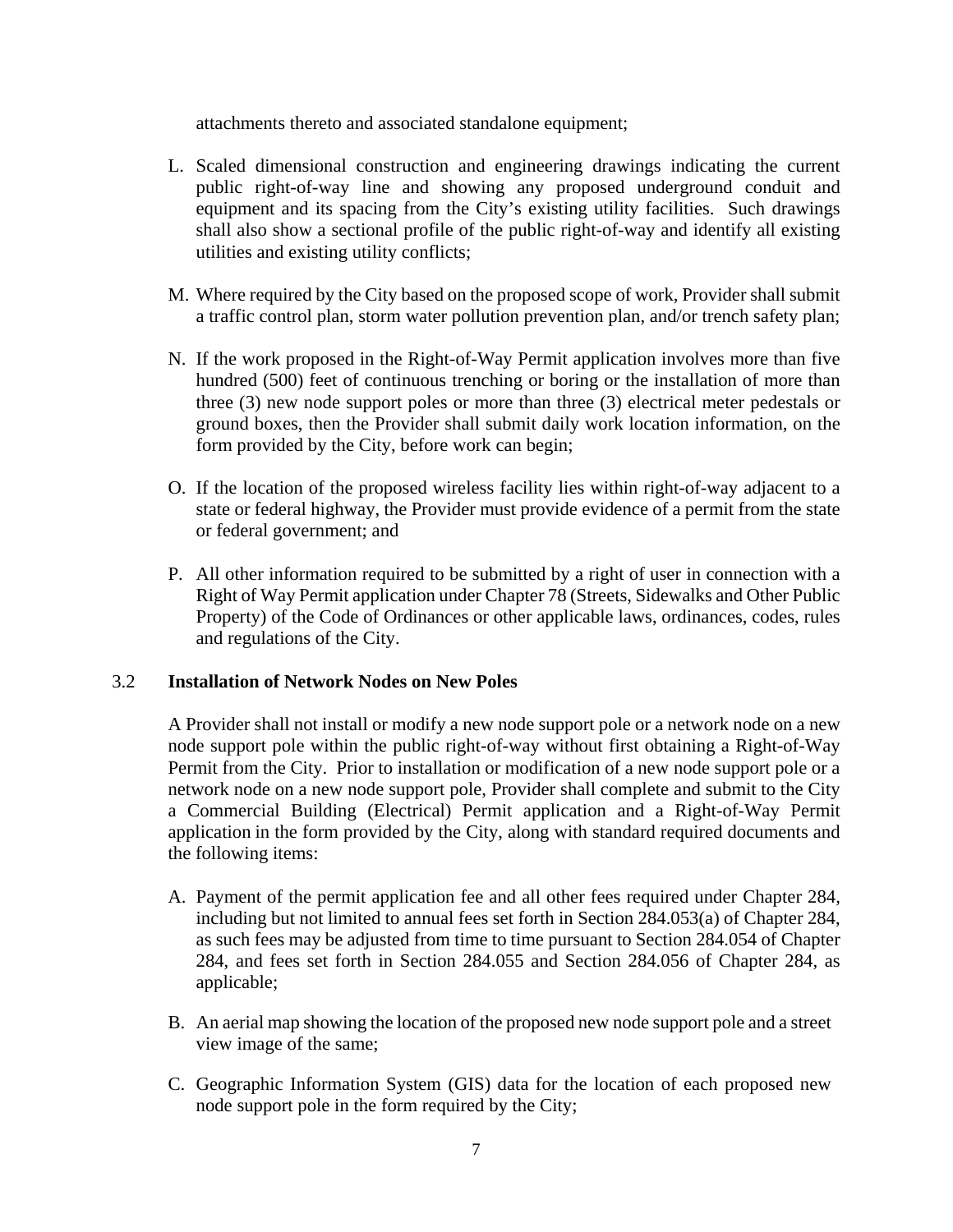attachments thereto and associated standalone equipment;

L. Scaled dimensional construction and engineering drawings indicating the current public right-of-way line and showing any proposed underground conduit and equipment and its spacing from the City's existing utility facilities. Such drawings shall also show a sectional profile of the public right-of-way and identify all existing utilities and existing utility conflicts;

M. Where required by the City based on the proposed scope of work, Provider shall submit a traffic control plan, storm water pollution prevention plan, and/or trench safety plan;

N. If the work proposed in the Right-of-Way Permit application involves more than five hundred (500) feet of continuous trenching or boring or the installation of more than three (3) new node support poles or more than three (3) electrical meter pedestals or ground boxes, then the Provider shall submit daily work location information, on the form provided by the City, before work can begin;

O. If the location of the proposed wireless facility lies within right-of-way adjacent to a state or federal highway, the Provider must provide evidence of a permit from the state or federal government; and

P. All other information required to be submitted by a right of user in connection with a Right of Way Permit application under Chapter 78 (Streets, Sidewalks and Other Public Property) of the Code of Ordinances or other applicable laws, ordinances, codes, rules and regulations of the City.

### 3.2 Installation of Network Nodes on New Poles

A Provider shall not install or modify a new node support pole or a network node on a new node support pole within the public right-of-way without first obtaining a Right-of-Way Permit from the City. Prior to installation or modification of a new node support pole or a network node on a new node support pole, Provider shall complete and submit to the City a Commercial Building (Electrical) Permit application and a Right-of-Way Permit application in the form provided by the City, along with standard required documents and the following items:

A. Payment of the permit application fee and all other fees required under Chapter 284, including but not limited to annual fees set forth in Section 284.053(a) of Chapter 284, as such fees may be adjusted from time to time pursuant to Section 284.054 of Chapter 284, and fees set forth in Section 284.055 and Section 284.056 of Chapter 284, as applicable;

B. An aerial map showing the location of the proposed new node support pole and a street view image of the same;

C. Geographic Information System (GIS) data for the location of each proposed new node support pole in the form required by the City;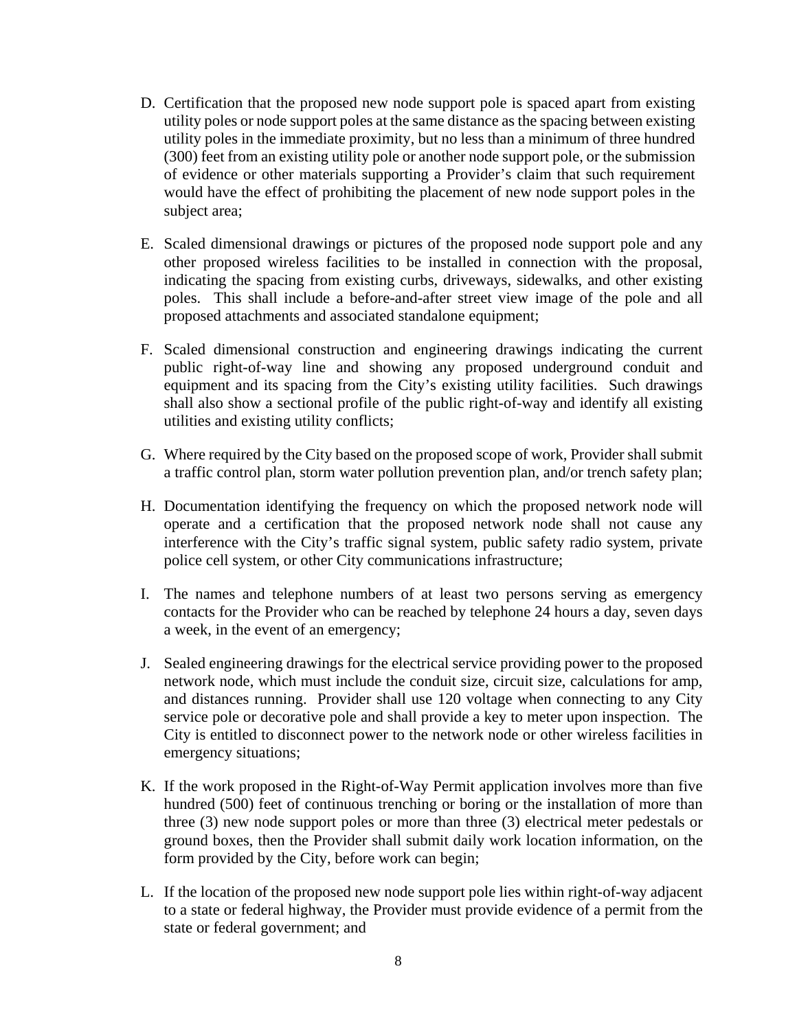D. Certification that the proposed new node support pole is spaced apart from existing utility poles or node support poles at the same distance as the spacing between existing utility poles in the immediate proximity, but no less than a minimum of three hundred (300) feet from an existing utility pole or another node support pole, or the submission of evidence or other materials supporting a Provider's claim that such requirement would have the effect of prohibiting the placement of new node support poles in the subject area;

E. Scaled dimensional drawings or pictures of the proposed node support pole and any other proposed wireless facilities to be installed in connection with the proposal, indicating the spacing from existing curbs, driveways, sidewalks, and other existing poles. This shall include a before-and-after street view image of the pole and all proposed attachments and associated standalone equipment;

F. Scaled dimensional construction and engineering drawings indicating the current public right-of-way line and showing any proposed underground conduit and equipment and its spacing from the City's existing utility facilities. Such drawings shall also show a sectional profile of the public right-of-way and identify all existing utilities and existing utility conflicts;

G. Where required by the City based on the proposed scope of work, Provider shall submit a traffic control plan, storm water pollution prevention plan, and/or trench safety plan;

H. Documentation identifying the frequency on which the proposed network node will operate and a certification that the proposed network node shall not cause any interference with the City's traffic signal system, public safety radio system, private police cell system, or other City communications infrastructure;

I. The names and telephone numbers of at least two persons serving as emergency contacts for the Provider who can be reached by telephone 24 hours a day, seven days a week, in the event of an emergency;

J. Sealed engineering drawings for the electrical service providing power to the proposed network node, which must include the conduit size, circuit size, calculations for amp, and distances running. Provider shall use 120 voltage when connecting to any City service pole or decorative pole and shall provide a key to meter upon inspection. The City is entitled to disconnect power to the network node or other wireless facilities in emergency situations;

K. If the work proposed in the Right-of-Way Permit application involves more than five hundred (500) feet of continuous trenching or boring or the installation of more than three (3) new node support poles or more than three (3) electrical meter pedestals or ground boxes, then the Provider shall submit daily work location information, on the form provided by the City, before work can begin;

L. If the location of the proposed new node support pole lies within right-of-way adjacent to a state or federal highway, the Provider must provide evidence of a permit from the state or federal government; and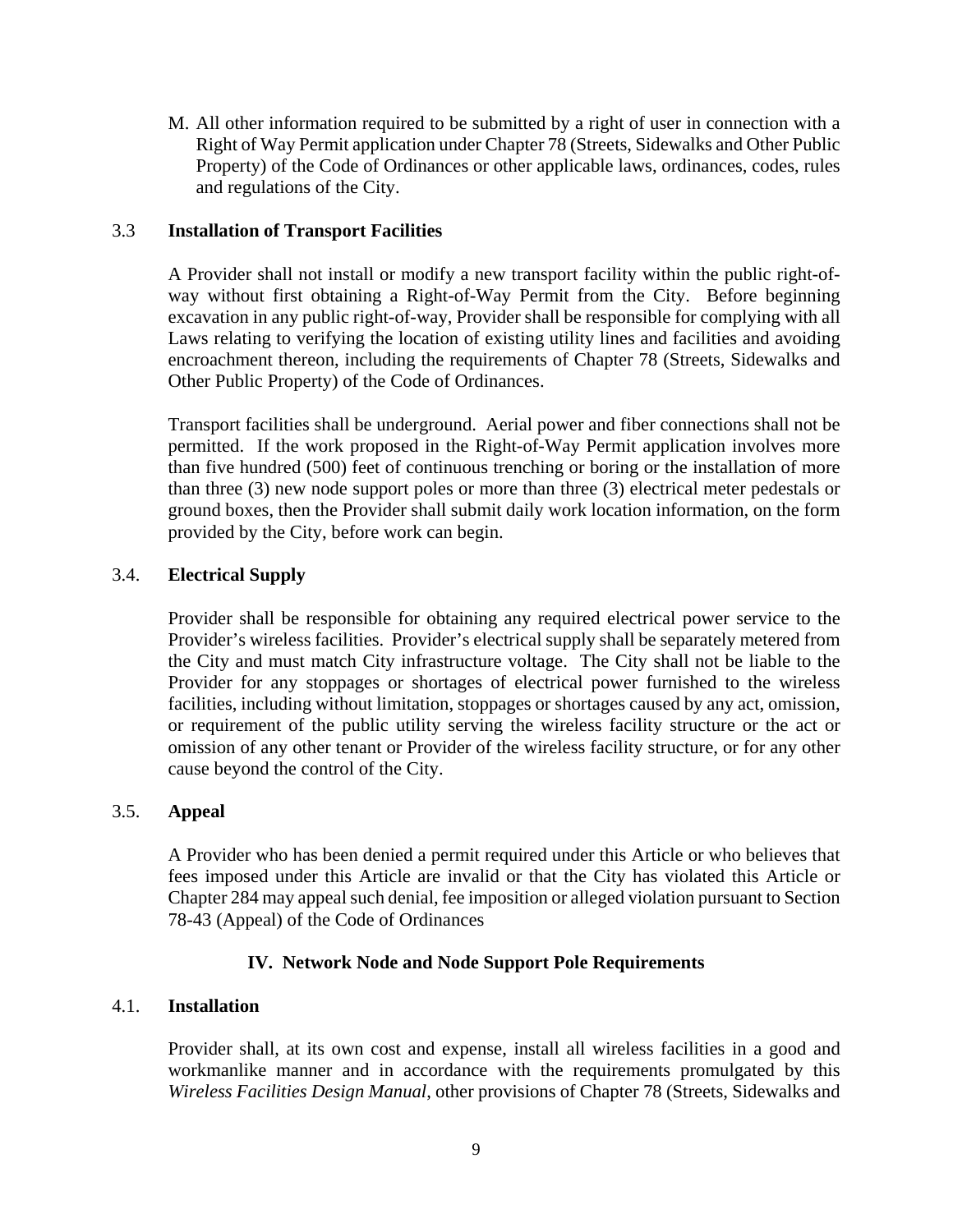M. All other information required to be submitted by a right of user in connection with a Right of Way Permit application under Chapter 78 (Streets, Sidewalks and Other Public Property) of the Code of Ordinances or other applicable laws, ordinances, codes, rules and regulations of the City.

### 3.3 Installation of Transport Facilities

A Provider shall not install or modify a new transport facility within the public right-of-way without first obtaining a Right-of-Way Permit from the City. Before beginning excavation in any public right-of-way, Provider shall be responsible for complying with all Laws relating to verifying the location of existing utility lines and facilities and avoiding encroachment thereon, including the requirements of Chapter 78 (Streets, Sidewalks and Other Public Property) of the Code of Ordinances.

Transport facilities shall be underground. Aerial power and fiber connections shall not be permitted. If the work proposed in the Right-of-Way Permit application involves more than five hundred (500) feet of continuous trenching or boring or the installation of more than three (3) new node support poles or more than three (3) electrical meter pedestals or ground boxes, then the Provider shall submit daily work location information, on the form provided by the City, before work can begin.

### 3.4. Electrical Supply

Provider shall be responsible for obtaining any required electrical power service to the Provider's wireless facilities. Provider's electrical supply shall be separately metered from the City and must match City infrastructure voltage. The City shall not be liable to the Provider for any stoppages or shortages of electrical power furnished to the wireless facilities, including without limitation, stoppages or shortages caused by any act, omission, or requirement of the public utility serving the wireless facility structure or the act or omission of any other tenant or Provider of the wireless facility structure, or for any other cause beyond the control of the City.

### 3.5. Appeal

A Provider who has been denied a permit required under this Article or who believes that fees imposed under this Article are invalid or that the City has violated this Article or Chapter 284 may appeal such denial, fee imposition or alleged violation pursuant to Section 78-43 (Appeal) of the Code of Ordinances

## IV. Network Node and Node Support Pole Requirements

### 4.1. Installation

Provider shall, at its own cost and expense, install all wireless facilities in a good and workmanlike manner and in accordance with the requirements promulgated by this *Wireless Facilities Design Manual*, other provisions of Chapter 78 (Streets, Sidewalks and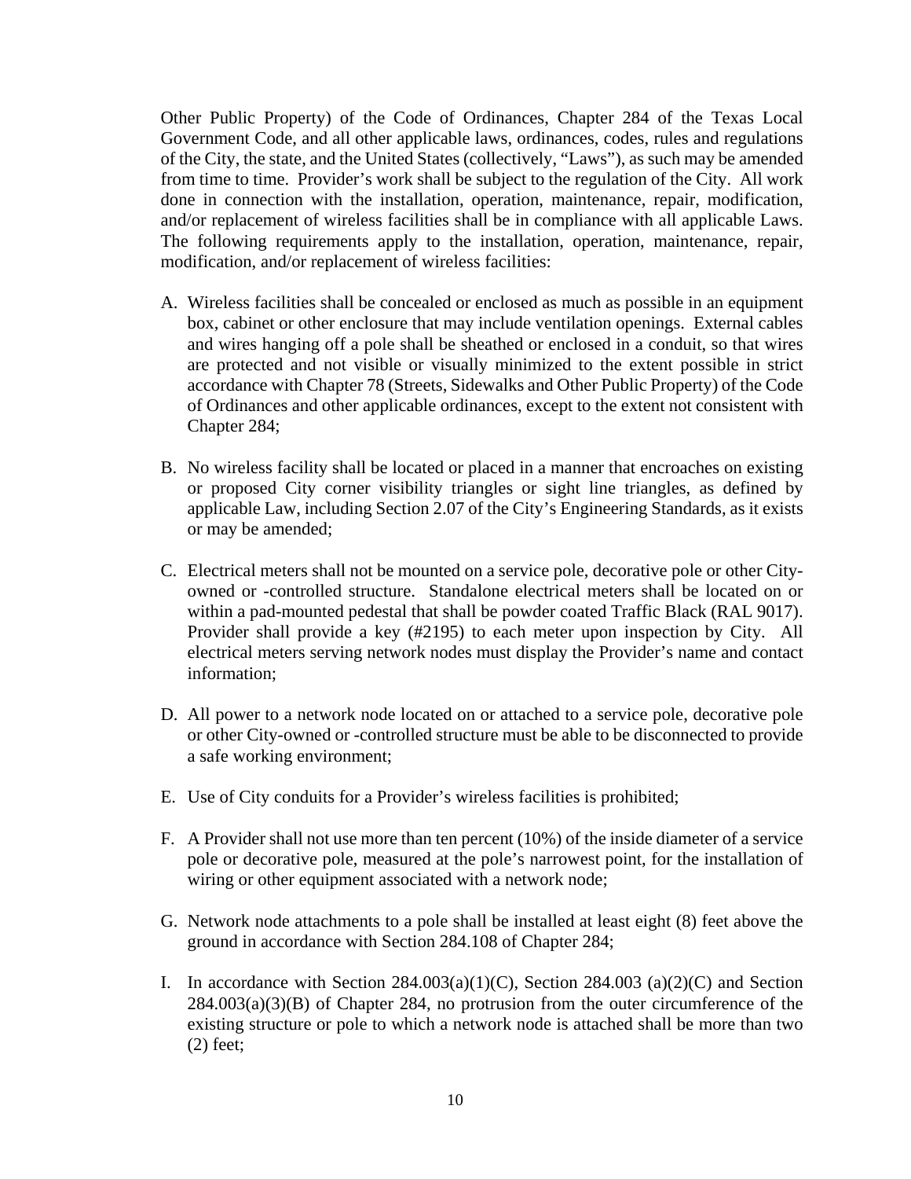Other Public Property) of the Code of Ordinances, Chapter 284 of the Texas Local Government Code, and all other applicable laws, ordinances, codes, rules and regulations of the City, the state, and the United States (collectively, "Laws"), as such may be amended from time to time. Provider's work shall be subject to the regulation of the City. All work done in connection with the installation, operation, maintenance, repair, modification, and/or replacement of wireless facilities shall be in compliance with all applicable Laws. The following requirements apply to the installation, operation, maintenance, repair, modification, and/or replacement of wireless facilities:

A. Wireless facilities shall be concealed or enclosed as much as possible in an equipment box, cabinet or other enclosure that may include ventilation openings. External cables and wires hanging off a pole shall be sheathed or enclosed in a conduit, so that wires are protected and not visible or visually minimized to the extent possible in strict accordance with Chapter 78 (Streets, Sidewalks and Other Public Property) of the Code of Ordinances and other applicable ordinances, except to the extent not consistent with Chapter 284;

B. No wireless facility shall be located or placed in a manner that encroaches on existing or proposed City corner visibility triangles or sight line triangles, as defined by applicable Law, including Section 2.07 of the City's Engineering Standards, as it exists or may be amended;

C. Electrical meters shall not be mounted on a service pole, decorative pole or other City-owned or -controlled structure. Standalone electrical meters shall be located on or within a pad-mounted pedestal that shall be powder coated Traffic Black (RAL 9017). Provider shall provide a key (#2195) to each meter upon inspection by City. All electrical meters serving network nodes must display the Provider's name and contact information;

D. All power to a network node located on or attached to a service pole, decorative pole or other City-owned or -controlled structure must be able to be disconnected to provide a safe working environment;

E. Use of City conduits for a Provider's wireless facilities is prohibited;

F. A Provider shall not use more than ten percent (10%) of the inside diameter of a service pole or decorative pole, measured at the pole's narrowest point, for the installation of wiring or other equipment associated with a network node;

G. Network node attachments to a pole shall be installed at least eight (8) feet above the ground in accordance with Section 284.108 of Chapter 284;

I. In accordance with Section 284.003(a)(1)(C), Section 284.003 (a)(2)(C) and Section 284.003(a)(3)(B) of Chapter 284, no protrusion from the outer circumference of the existing structure or pole to which a network node is attached shall be more than two (2) feet;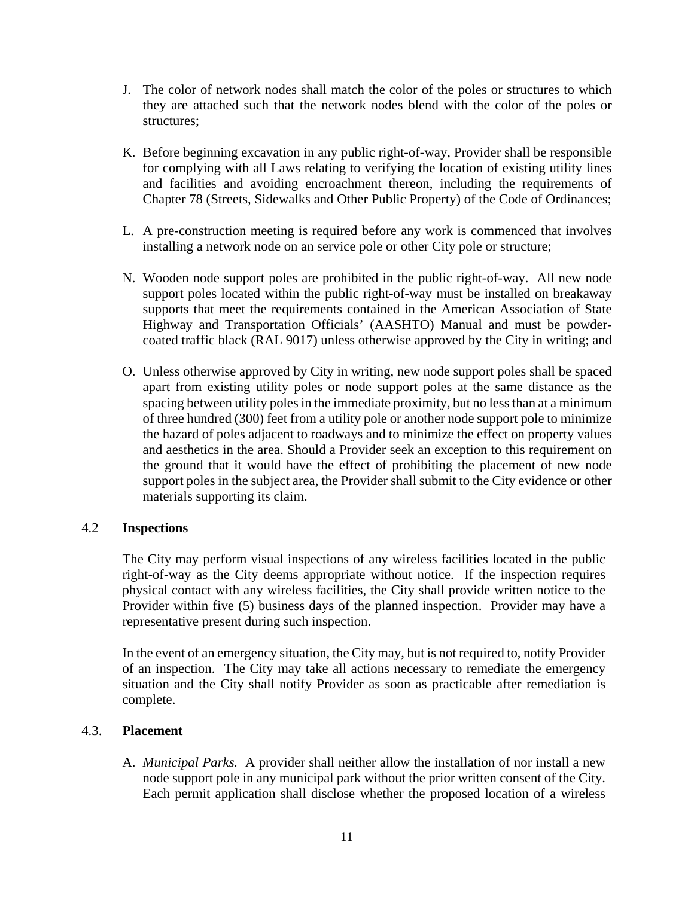J. The color of network nodes shall match the color of the poles or structures to which they are attached such that the network nodes blend with the color of the poles or structures;

K. Before beginning excavation in any public right-of-way, Provider shall be responsible for complying with all Laws relating to verifying the location of existing utility lines and facilities and avoiding encroachment thereon, including the requirements of Chapter 78 (Streets, Sidewalks and Other Public Property) of the Code of Ordinances;

L. A pre-construction meeting is required before any work is commenced that involves installing a network node on an service pole or other City pole or structure;

N. Wooden node support poles are prohibited in the public right-of-way. All new node support poles located within the public right-of-way must be installed on breakaway supports that meet the requirements contained in the American Association of State Highway and Transportation Officials' (AASHTO) Manual and must be powder-coated traffic black (RAL 9017) unless otherwise approved by the City in writing; and

O. Unless otherwise approved by City in writing, new node support poles shall be spaced apart from existing utility poles or node support poles at the same distance as the spacing between utility poles in the immediate proximity, but no less than at a minimum of three hundred (300) feet from a utility pole or another node support pole to minimize the hazard of poles adjacent to roadways and to minimize the effect on property values and aesthetics in the area. Should a Provider seek an exception to this requirement on the ground that it would have the effect of prohibiting the placement of new node support poles in the subject area, the Provider shall submit to the City evidence or other materials supporting its claim.

4.2 **Inspections**

The City may perform visual inspections of any wireless facilities located in the public right-of-way as the City deems appropriate without notice. If the inspection requires physical contact with any wireless facilities, the City shall provide written notice to the Provider within five (5) business days of the planned inspection. Provider may have a representative present during such inspection.

In the event of an emergency situation, the City may, but is not required to, notify Provider of an inspection. The City may take all actions necessary to remediate the emergency situation and the City shall notify Provider as soon as practicable after remediation is complete.

4.3. **Placement**

A. *Municipal Parks.* A provider shall neither allow the installation of nor install a new node support pole in any municipal park without the prior written consent of the City. Each permit application shall disclose whether the proposed location of a wireless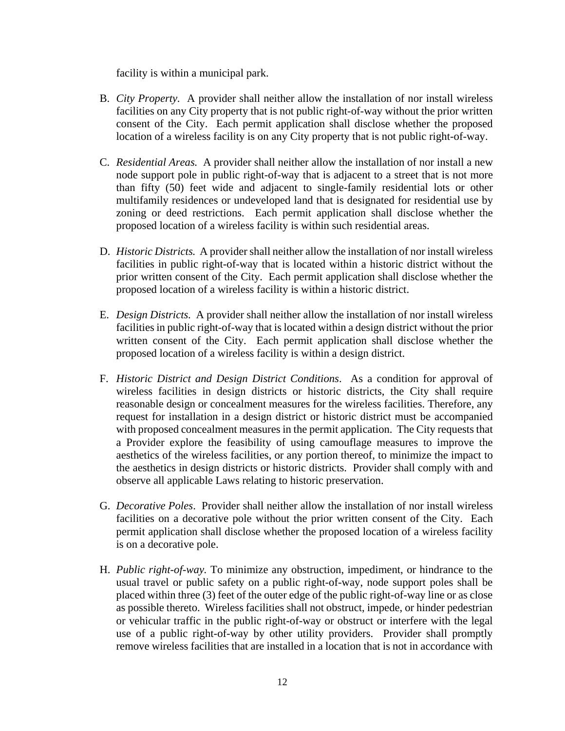facility is within a municipal park.

B. *City Property.* A provider shall neither allow the installation of nor install wireless facilities on any City property that is not public right-of-way without the prior written consent of the City. Each permit application shall disclose whether the proposed location of a wireless facility is on any City property that is not public right-of-way.

C. *Residential Areas.* A provider shall neither allow the installation of nor install a new node support pole in public right-of-way that is adjacent to a street that is not more than fifty (50) feet wide and adjacent to single-family residential lots or other multifamily residences or undeveloped land that is designated for residential use by zoning or deed restrictions. Each permit application shall disclose whether the proposed location of a wireless facility is within such residential areas.

D. *Historic Districts.* A provider shall neither allow the installation of nor install wireless facilities in public right-of-way that is located within a historic district without the prior written consent of the City. Each permit application shall disclose whether the proposed location of a wireless facility is within a historic district.

E. *Design Districts.* A provider shall neither allow the installation of nor install wireless facilities in public right-of-way that is located within a design district without the prior written consent of the City. Each permit application shall disclose whether the proposed location of a wireless facility is within a design district.

F. *Historic District and Design District Conditions*. As a condition for approval of wireless facilities in design districts or historic districts, the City shall require reasonable design or concealment measures for the wireless facilities. Therefore, any request for installation in a design district or historic district must be accompanied with proposed concealment measures in the permit application. The City requests that a Provider explore the feasibility of using camouflage measures to improve the aesthetics of the wireless facilities, or any portion thereof, to minimize the impact to the aesthetics in design districts or historic districts. Provider shall comply with and observe all applicable Laws relating to historic preservation.

G. *Decorative Poles*. Provider shall neither allow the installation of nor install wireless facilities on a decorative pole without the prior written consent of the City. Each permit application shall disclose whether the proposed location of a wireless facility is on a decorative pole.

H. *Public right-of-way.* To minimize any obstruction, impediment, or hindrance to the usual travel or public safety on a public right-of-way, node support poles shall be placed within three (3) feet of the outer edge of the public right-of-way line or as close as possible thereto. Wireless facilities shall not obstruct, impede, or hinder pedestrian or vehicular traffic in the public right-of-way or obstruct or interfere with the legal use of a public right-of-way by other utility providers. Provider shall promptly remove wireless facilities that are installed in a location that is not in accordance with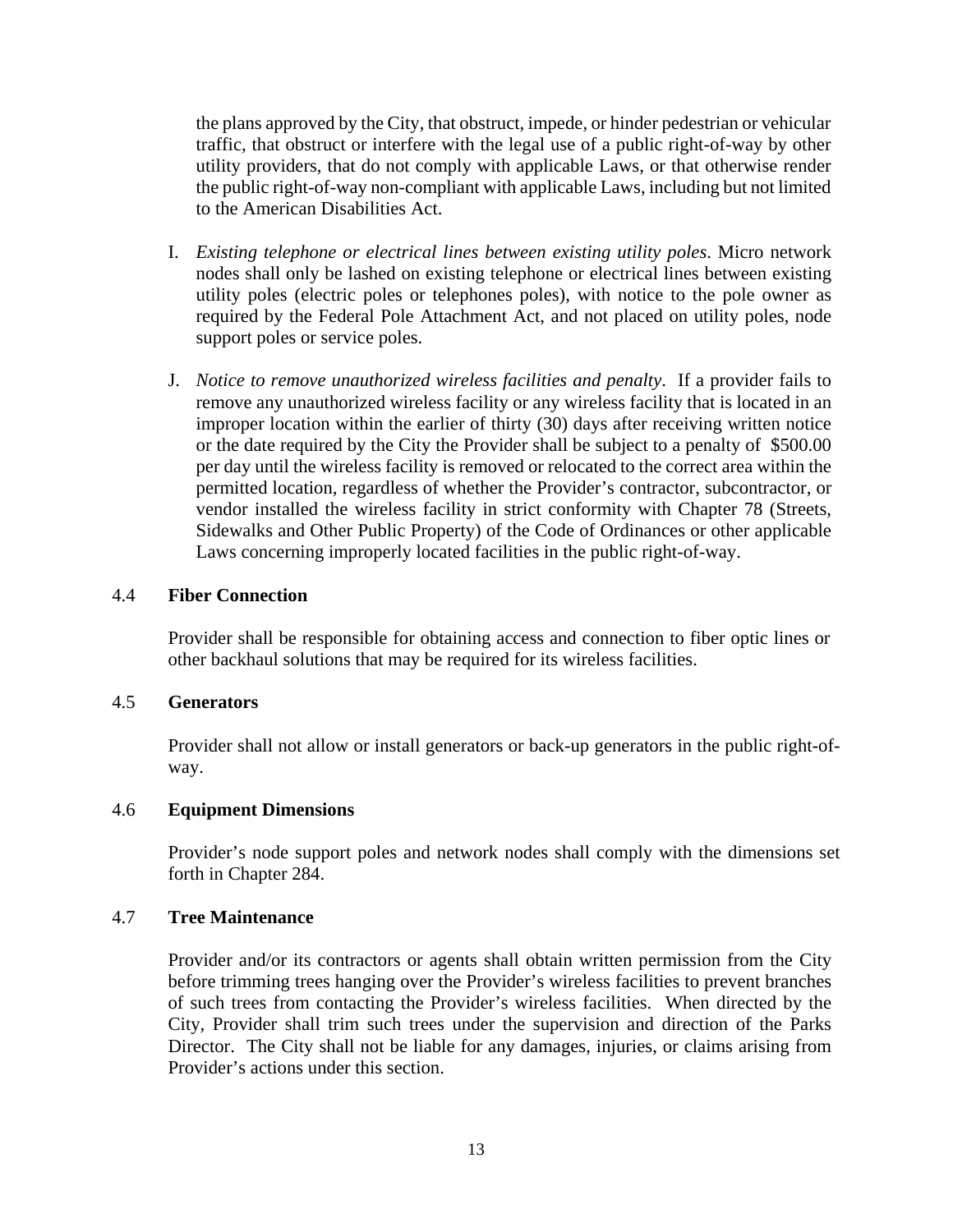the plans approved by the City, that obstruct, impede, or hinder pedestrian or vehicular traffic, that obstruct or interfere with the legal use of a public right-of-way by other utility providers, that do not comply with applicable Laws, or that otherwise render the public right-of-way non-compliant with applicable Laws, including but not limited to the American Disabilities Act.

I. *Existing telephone or electrical lines between existing utility poles*. Micro network nodes shall only be lashed on existing telephone or electrical lines between existing utility poles (electric poles or telephones poles), with notice to the pole owner as required by the Federal Pole Attachment Act, and not placed on utility poles, node support poles or service poles.

J. *Notice to remove unauthorized wireless facilities and penalty*. If a provider fails to remove any unauthorized wireless facility or any wireless facility that is located in an improper location within the earlier of thirty (30) days after receiving written notice or the date required by the City the Provider shall be subject to a penalty of $500.00 per day until the wireless facility is removed or relocated to the correct area within the permitted location, regardless of whether the Provider's contractor, subcontractor, or vendor installed the wireless facility in strict conformity with Chapter 78 (Streets, Sidewalks and Other Public Property) of the Code of Ordinances or other applicable Laws concerning improperly located facilities in the public right-of-way.

### 4.4 **Fiber Connection**

Provider shall be responsible for obtaining access and connection to fiber optic lines or other backhaul solutions that may be required for its wireless facilities.

### 4.5 **Generators**

Provider shall not allow or install generators or back-up generators in the public right-of-way.

### 4.6 **Equipment Dimensions**

Provider's node support poles and network nodes shall comply with the dimensions set forth in Chapter 284.

### 4.7 **Tree Maintenance**

Provider and/or its contractors or agents shall obtain written permission from the City before trimming trees hanging over the Provider's wireless facilities to prevent branches of such trees from contacting the Provider's wireless facilities. When directed by the City, Provider shall trim such trees under the supervision and direction of the Parks Director. The City shall not be liable for any damages, injuries, or claims arising from Provider's actions under this section.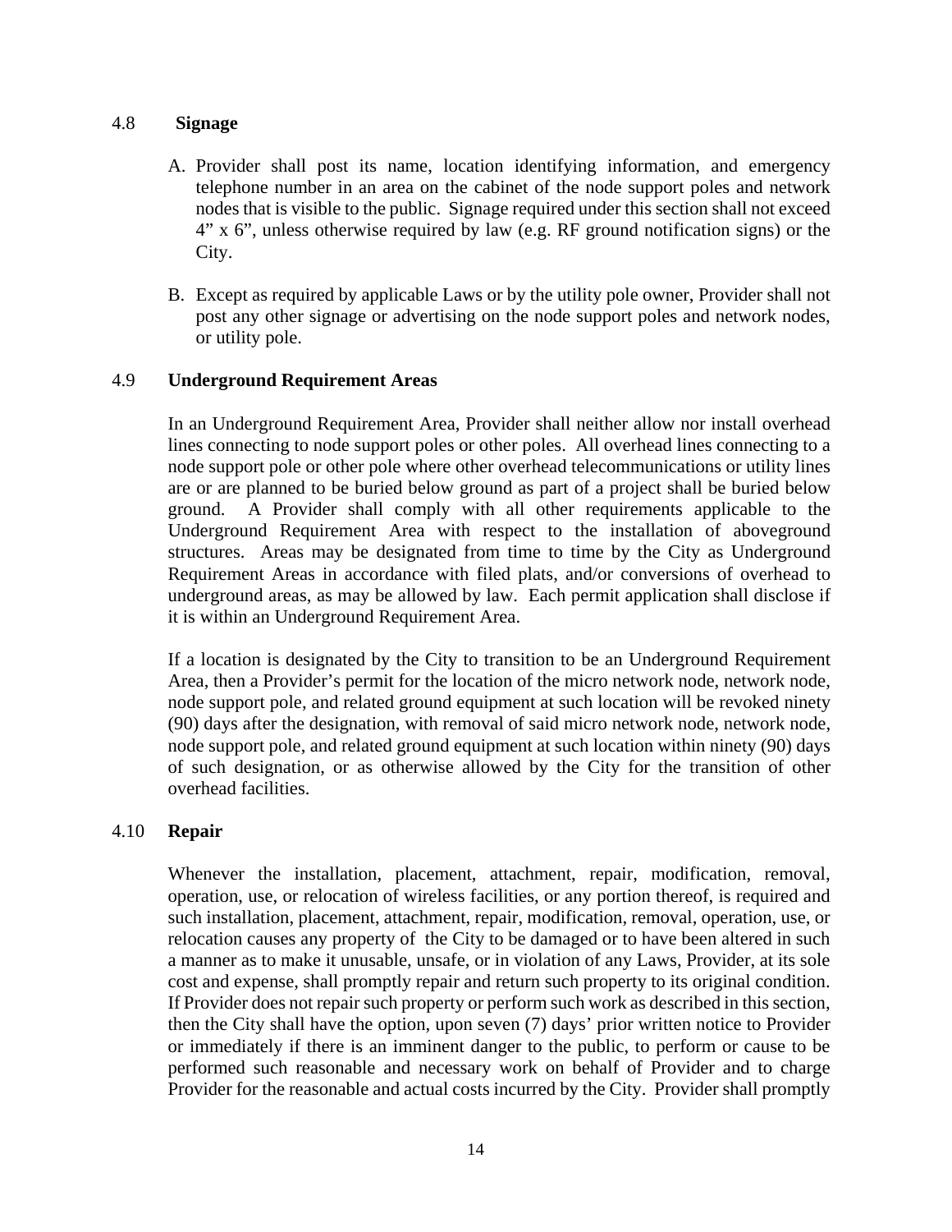### 4.8 Signage

A. Provider shall post its name, location identifying information, and emergency telephone number in an area on the cabinet of the node support poles and network nodes that is visible to the public. Signage required under this section shall not exceed 4" x 6", unless otherwise required by law (e.g. RF ground notification signs) or the City.

B. Except as required by applicable Laws or by the utility pole owner, Provider shall not post any other signage or advertising on the node support poles and network nodes, or utility pole.

### 4.9 Underground Requirement Areas

In an Underground Requirement Area, Provider shall neither allow nor install overhead lines connecting to node support poles or other poles. All overhead lines connecting to a node support pole or other pole where other overhead telecommunications or utility lines are or are planned to be buried below ground as part of a project shall be buried below ground. A Provider shall comply with all other requirements applicable to the Underground Requirement Area with respect to the installation of aboveground structures. Areas may be designated from time to time by the City as Underground Requirement Areas in accordance with filed plats, and/or conversions of overhead to underground areas, as may be allowed by law. Each permit application shall disclose if it is within an Underground Requirement Area.

If a location is designated by the City to transition to be an Underground Requirement Area, then a Provider's permit for the location of the micro network node, network node, node support pole, and related ground equipment at such location will be revoked ninety (90) days after the designation, with removal of said micro network node, network node, node support pole, and related ground equipment at such location within ninety (90) days of such designation, or as otherwise allowed by the City for the transition of other overhead facilities.

### 4.10 Repair

Whenever the installation, placement, attachment, repair, modification, removal, operation, use, or relocation of wireless facilities, or any portion thereof, is required and such installation, placement, attachment, repair, modification, removal, operation, use, or relocation causes any property of the City to be damaged or to have been altered in such a manner as to make it unusable, unsafe, or in violation of any Laws, Provider, at its sole cost and expense, shall promptly repair and return such property to its original condition. If Provider does not repair such property or perform such work as described in this section, then the City shall have the option, upon seven (7) days' prior written notice to Provider or immediately if there is an imminent danger to the public, to perform or cause to be performed such reasonable and necessary work on behalf of Provider and to charge Provider for the reasonable and actual costs incurred by the City. Provider shall promptly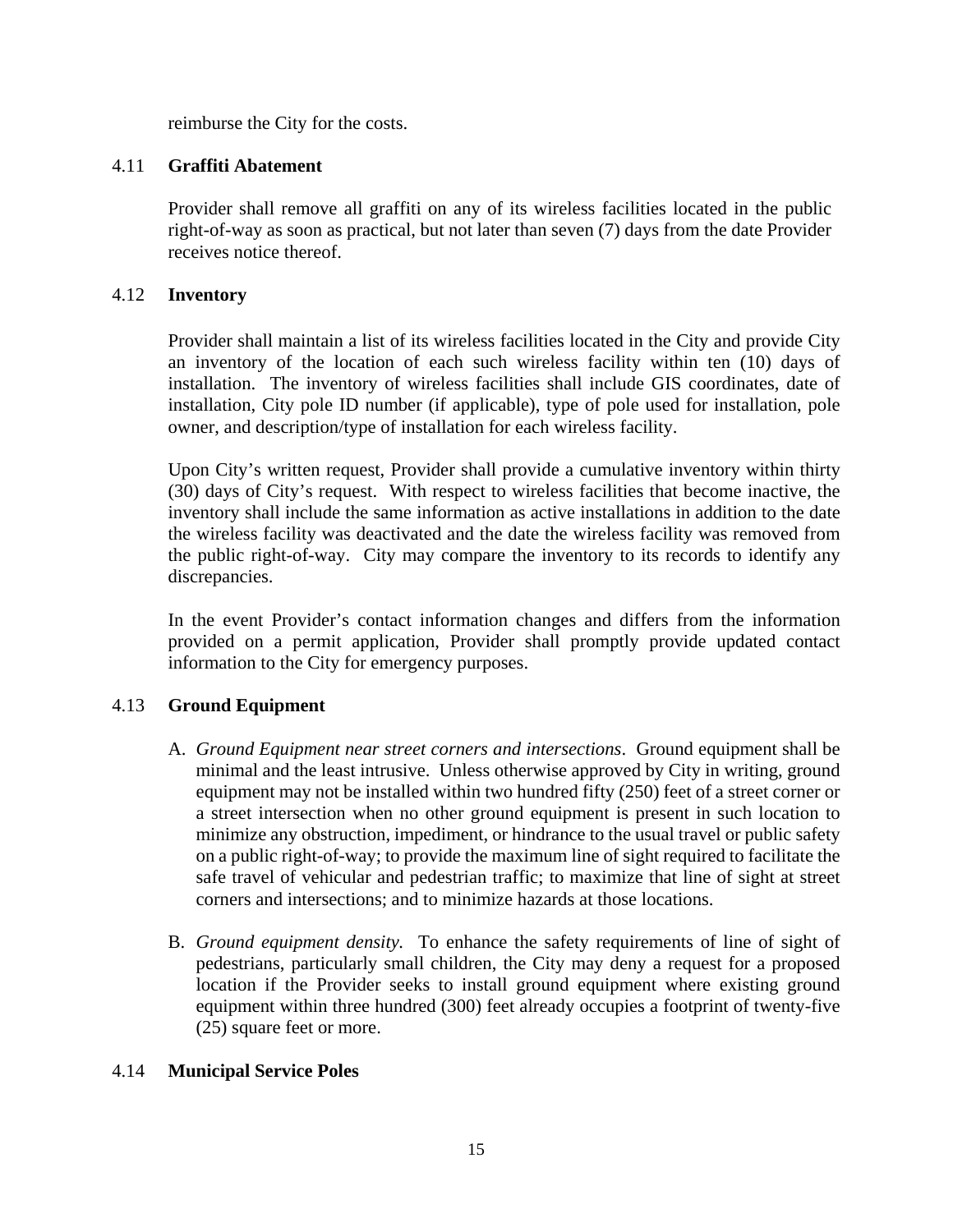reimburse the City for the costs.

### 4.11 Graffiti Abatement

Provider shall remove all graffiti on any of its wireless facilities located in the public right-of-way as soon as practical, but not later than seven (7) days from the date Provider receives notice thereof.

### 4.12 Inventory

Provider shall maintain a list of its wireless facilities located in the City and provide City an inventory of the location of each such wireless facility within ten (10) days of installation. The inventory of wireless facilities shall include GIS coordinates, date of installation, City pole ID number (if applicable), type of pole used for installation, pole owner, and description/type of installation for each wireless facility.

Upon City's written request, Provider shall provide a cumulative inventory within thirty (30) days of City's request. With respect to wireless facilities that become inactive, the inventory shall include the same information as active installations in addition to the date the wireless facility was deactivated and the date the wireless facility was removed from the public right-of-way. City may compare the inventory to its records to identify any discrepancies.

In the event Provider's contact information changes and differs from the information provided on a permit application, Provider shall promptly provide updated contact information to the City for emergency purposes.

### 4.13 Ground Equipment

A. *Ground Equipment near street corners and intersections*. Ground equipment shall be minimal and the least intrusive. Unless otherwise approved by City in writing, ground equipment may not be installed within two hundred fifty (250) feet of a street corner or a street intersection when no other ground equipment is present in such location to minimize any obstruction, impediment, or hindrance to the usual travel or public safety on a public right-of-way; to provide the maximum line of sight required to facilitate the safe travel of vehicular and pedestrian traffic; to maximize that line of sight at street corners and intersections; and to minimize hazards at those locations.

B. *Ground equipment density.* To enhance the safety requirements of line of sight of pedestrians, particularly small children, the City may deny a request for a proposed location if the Provider seeks to install ground equipment where existing ground equipment within three hundred (300) feet already occupies a footprint of twenty-five (25) square feet or more.

### 4.14 Municipal Service Poles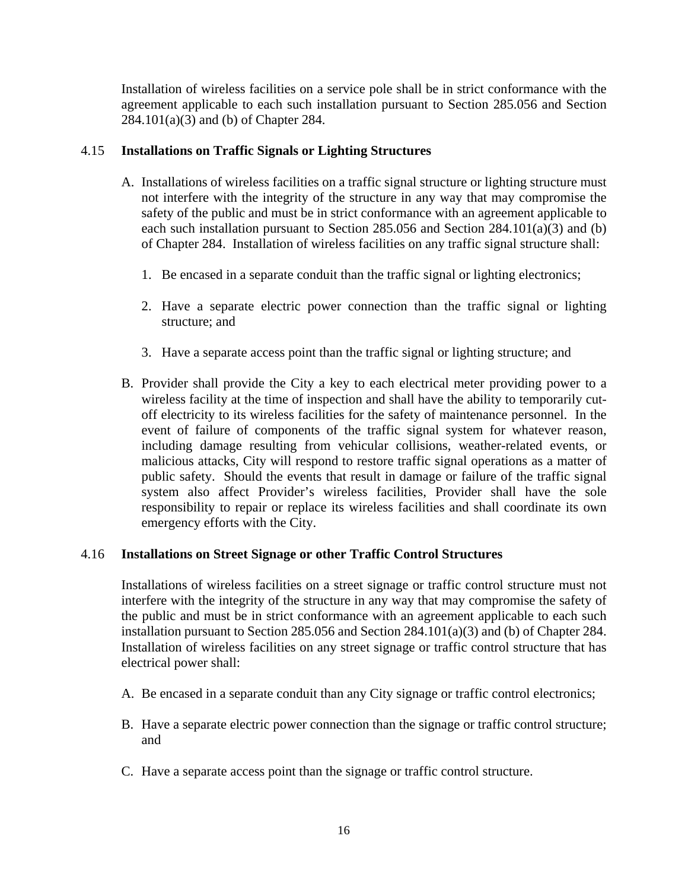Installation of wireless facilities on a service pole shall be in strict conformance with the agreement applicable to each such installation pursuant to Section 285.056 and Section 284.101(a)(3) and (b) of Chapter 284.

### 4.15 **Installations on Traffic Signals or Lighting Structures**

A. Installations of wireless facilities on a traffic signal structure or lighting structure must not interfere with the integrity of the structure in any way that may compromise the safety of the public and must be in strict conformance with an agreement applicable to each such installation pursuant to Section 285.056 and Section 284.101(a)(3) and (b) of Chapter 284. Installation of wireless facilities on any traffic signal structure shall:

   1. Be encased in a separate conduit than the traffic signal or lighting electronics;

   2. Have a separate electric power connection than the traffic signal or lighting structure; and

   3. Have a separate access point than the traffic signal or lighting structure; and

B. Provider shall provide the City a key to each electrical meter providing power to a wireless facility at the time of inspection and shall have the ability to temporarily cut-off electricity to its wireless facilities for the safety of maintenance personnel. In the event of failure of components of the traffic signal system for whatever reason, including damage resulting from vehicular collisions, weather-related events, or malicious attacks, City will respond to restore traffic signal operations as a matter of public safety. Should the events that result in damage or failure of the traffic signal system also affect Provider's wireless facilities, Provider shall have the sole responsibility to repair or replace its wireless facilities and shall coordinate its own emergency efforts with the City.

### 4.16 **Installations on Street Signage or other Traffic Control Structures**

Installations of wireless facilities on a street signage or traffic control structure must not interfere with the integrity of the structure in any way that may compromise the safety of the public and must be in strict conformance with an agreement applicable to each such installation pursuant to Section 285.056 and Section 284.101(a)(3) and (b) of Chapter 284. Installation of wireless facilities on any street signage or traffic control structure that has electrical power shall:

A. Be encased in a separate conduit than any City signage or traffic control electronics;

B. Have a separate electric power connection than the signage or traffic control structure; and

C. Have a separate access point than the signage or traffic control structure.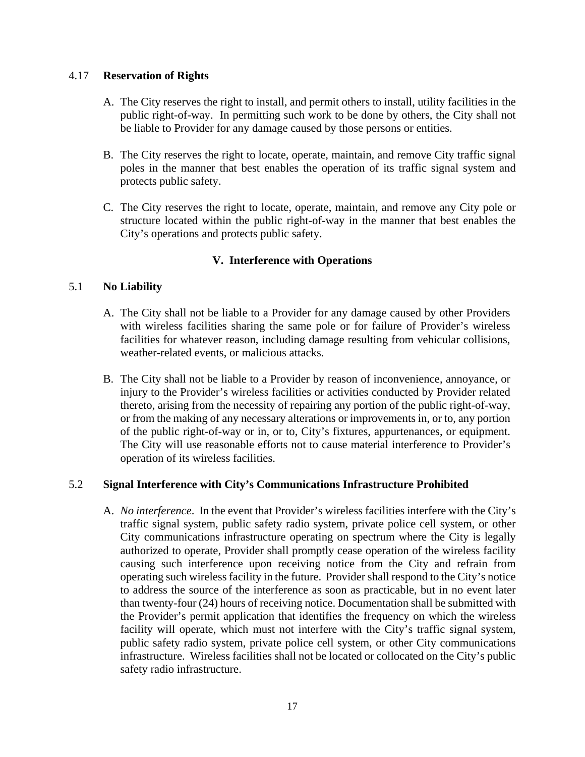4.17 **Reservation of Rights**

A. The City reserves the right to install, and permit others to install, utility facilities in the public right-of-way. In permitting such work to be done by others, the City shall not be liable to Provider for any damage caused by those persons or entities.

B. The City reserves the right to locate, operate, maintain, and remove City traffic signal poles in the manner that best enables the operation of its traffic signal system and protects public safety.

C. The City reserves the right to locate, operate, maintain, and remove any City pole or structure located within the public right-of-way in the manner that best enables the City's operations and protects public safety.

## V. Interference with Operations

5.1 **No Liability**

A. The City shall not be liable to a Provider for any damage caused by other Providers with wireless facilities sharing the same pole or for failure of Provider's wireless facilities for whatever reason, including damage resulting from vehicular collisions, weather-related events, or malicious attacks.

B. The City shall not be liable to a Provider by reason of inconvenience, annoyance, or injury to the Provider's wireless facilities or activities conducted by Provider related thereto, arising from the necessity of repairing any portion of the public right-of-way, or from the making of any necessary alterations or improvements in, or to, any portion of the public right-of-way or in, or to, City's fixtures, appurtenances, or equipment. The City will use reasonable efforts not to cause material interference to Provider's operation of its wireless facilities.

5.2 **Signal Interference with City's Communications Infrastructure Prohibited**

A. *No interference*. In the event that Provider's wireless facilities interfere with the City's traffic signal system, public safety radio system, private police cell system, or other City communications infrastructure operating on spectrum where the City is legally authorized to operate, Provider shall promptly cease operation of the wireless facility causing such interference upon receiving notice from the City and refrain from operating such wireless facility in the future. Provider shall respond to the City's notice to address the source of the interference as soon as practicable, but in no event later than twenty-four (24) hours of receiving notice. Documentation shall be submitted with the Provider's permit application that identifies the frequency on which the wireless facility will operate, which must not interfere with the City's traffic signal system, public safety radio system, private police cell system, or other City communications infrastructure. Wireless facilities shall not be located or collocated on the City's public safety radio infrastructure.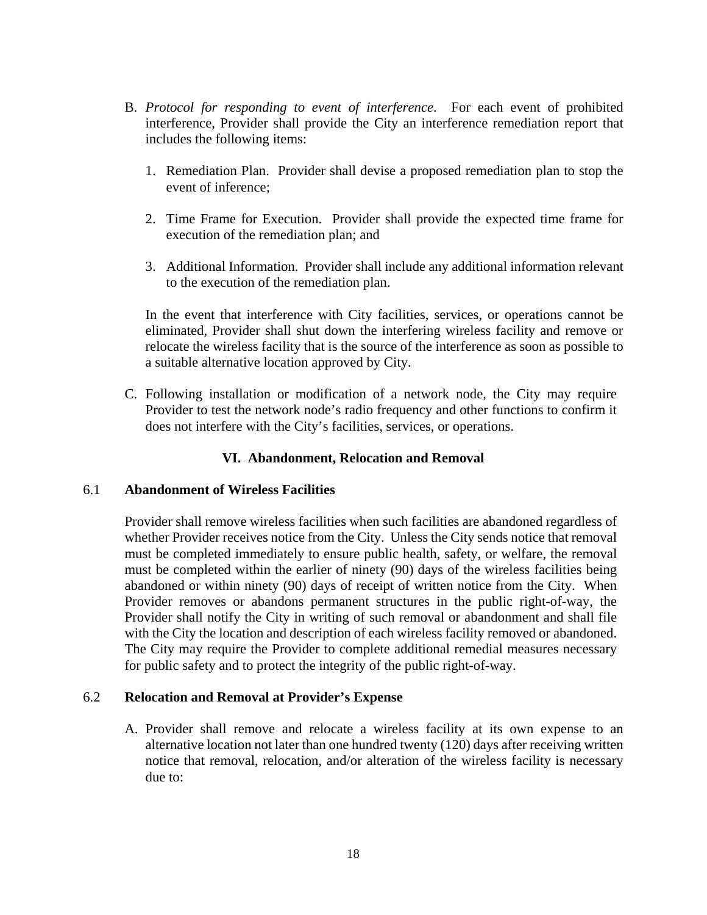B. *Protocol for responding to event of interference*. For each event of prohibited interference, Provider shall provide the City an interference remediation report that includes the following items:

   1. Remediation Plan. Provider shall devise a proposed remediation plan to stop the event of inference;

   2. Time Frame for Execution. Provider shall provide the expected time frame for execution of the remediation plan; and

   3. Additional Information. Provider shall include any additional information relevant to the execution of the remediation plan.

   In the event that interference with City facilities, services, or operations cannot be eliminated, Provider shall shut down the interfering wireless facility and remove or relocate the wireless facility that is the source of the interference as soon as possible to a suitable alternative location approved by City.

C. Following installation or modification of a network node, the City may require Provider to test the network node's radio frequency and other functions to confirm it does not interfere with the City's facilities, services, or operations.

## VI. Abandonment, Relocation and Removal

### 6.1 Abandonment of Wireless Facilities

Provider shall remove wireless facilities when such facilities are abandoned regardless of whether Provider receives notice from the City. Unless the City sends notice that removal must be completed immediately to ensure public health, safety, or welfare, the removal must be completed within the earlier of ninety (90) days of the wireless facilities being abandoned or within ninety (90) days of receipt of written notice from the City. When Provider removes or abandons permanent structures in the public right-of-way, the Provider shall notify the City in writing of such removal or abandonment and shall file with the City the location and description of each wireless facility removed or abandoned. The City may require the Provider to complete additional remedial measures necessary for public safety and to protect the integrity of the public right-of-way.

### 6.2 Relocation and Removal at Provider's Expense

A. Provider shall remove and relocate a wireless facility at its own expense to an alternative location not later than one hundred twenty (120) days after receiving written notice that removal, relocation, and/or alteration of the wireless facility is necessary due to: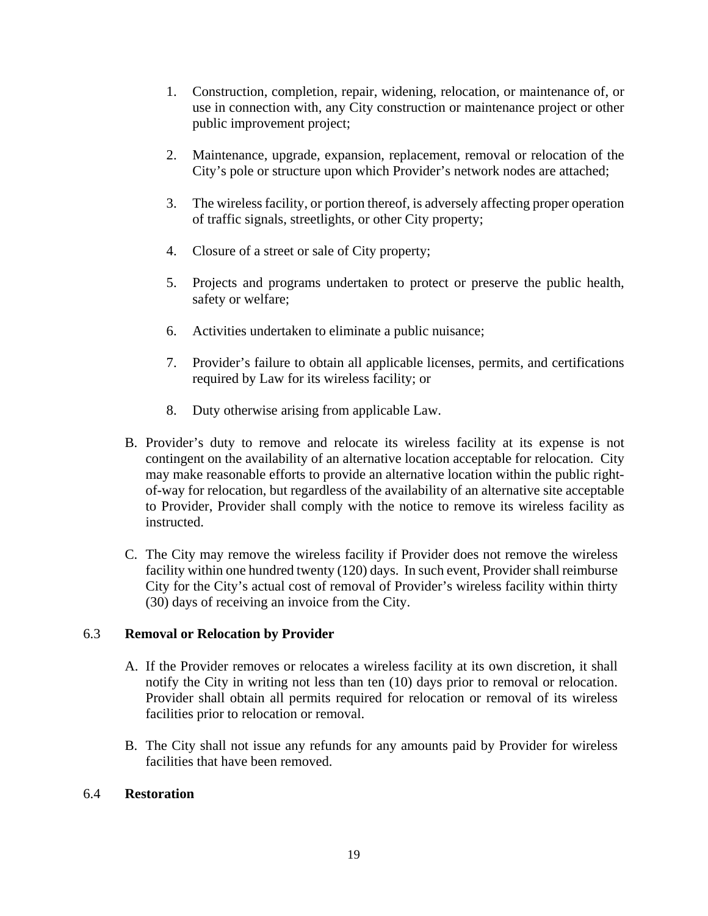1. Construction, completion, repair, widening, relocation, or maintenance of, or use in connection with, any City construction or maintenance project or other public improvement project;

2. Maintenance, upgrade, expansion, replacement, removal or relocation of the City's pole or structure upon which Provider's network nodes are attached;

3. The wireless facility, or portion thereof, is adversely affecting proper operation of traffic signals, streetlights, or other City property;

4. Closure of a street or sale of City property;

5. Projects and programs undertaken to protect or preserve the public health, safety or welfare;

6. Activities undertaken to eliminate a public nuisance;

7. Provider's failure to obtain all applicable licenses, permits, and certifications required by Law for its wireless facility; or

8. Duty otherwise arising from applicable Law.

B. Provider's duty to remove and relocate its wireless facility at its expense is not contingent on the availability of an alternative location acceptable for relocation. City may make reasonable efforts to provide an alternative location within the public right-of-way for relocation, but regardless of the availability of an alternative site acceptable to Provider, Provider shall comply with the notice to remove its wireless facility as instructed.

C. The City may remove the wireless facility if Provider does not remove the wireless facility within one hundred twenty (120) days. In such event, Provider shall reimburse City for the City's actual cost of removal of Provider's wireless facility within thirty (30) days of receiving an invoice from the City.

## 6.3 Removal or Relocation by Provider

A. If the Provider removes or relocates a wireless facility at its own discretion, it shall notify the City in writing not less than ten (10) days prior to removal or relocation. Provider shall obtain all permits required for relocation or removal of its wireless facilities prior to relocation or removal.

B. The City shall not issue any refunds for any amounts paid by Provider for wireless facilities that have been removed.

## 6.4 Restoration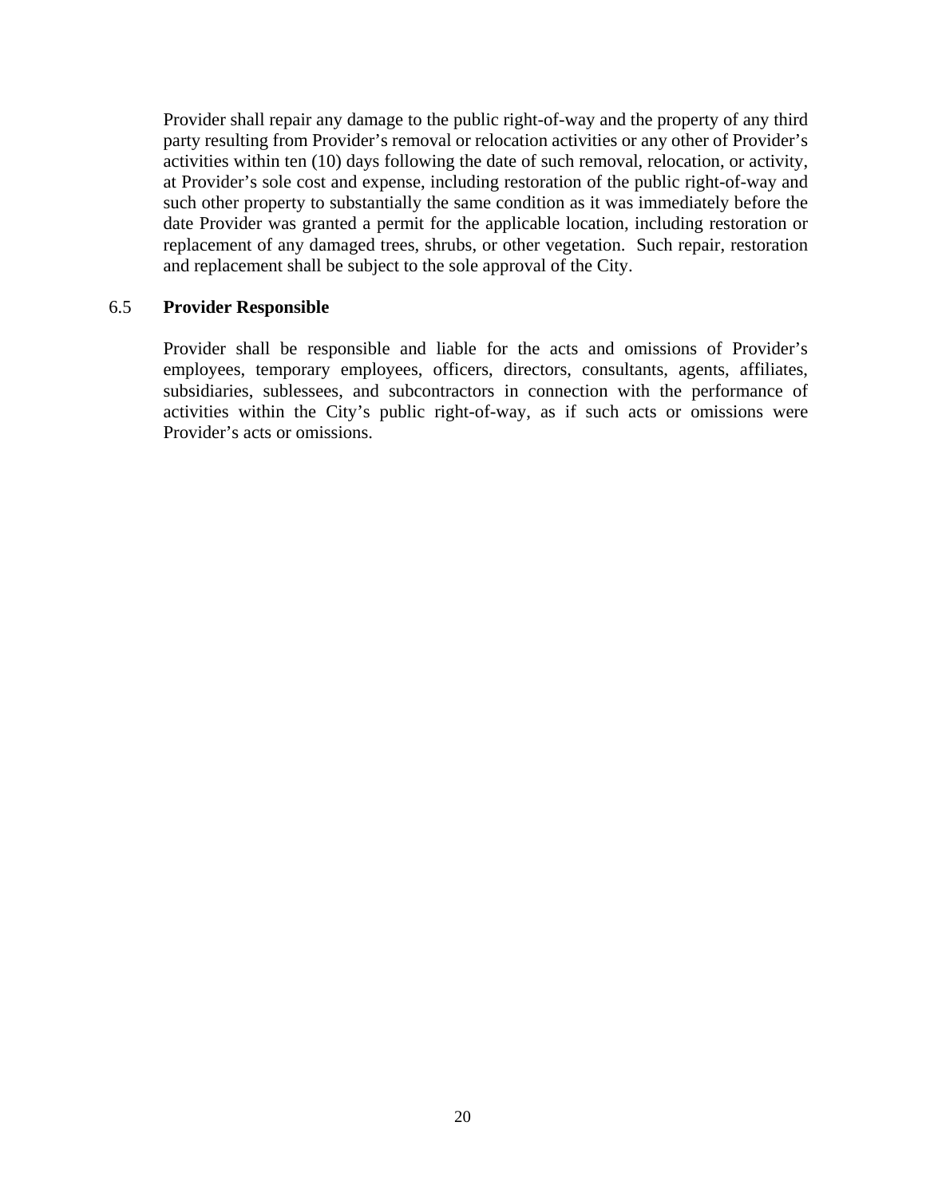Provider shall repair any damage to the public right-of-way and the property of any third party resulting from Provider's removal or relocation activities or any other of Provider's activities within ten (10) days following the date of such removal, relocation, or activity, at Provider's sole cost and expense, including restoration of the public right-of-way and such other property to substantially the same condition as it was immediately before the date Provider was granted a permit for the applicable location, including restoration or replacement of any damaged trees, shrubs, or other vegetation. Such repair, restoration and replacement shall be subject to the sole approval of the City.

### 6.5 **Provider Responsible**

Provider shall be responsible and liable for the acts and omissions of Provider's employees, temporary employees, officers, directors, consultants, agents, affiliates, subsidiaries, sublessees, and subcontractors in connection with the performance of activities within the City's public right-of-way, as if such acts or omissions were Provider's acts or omissions.